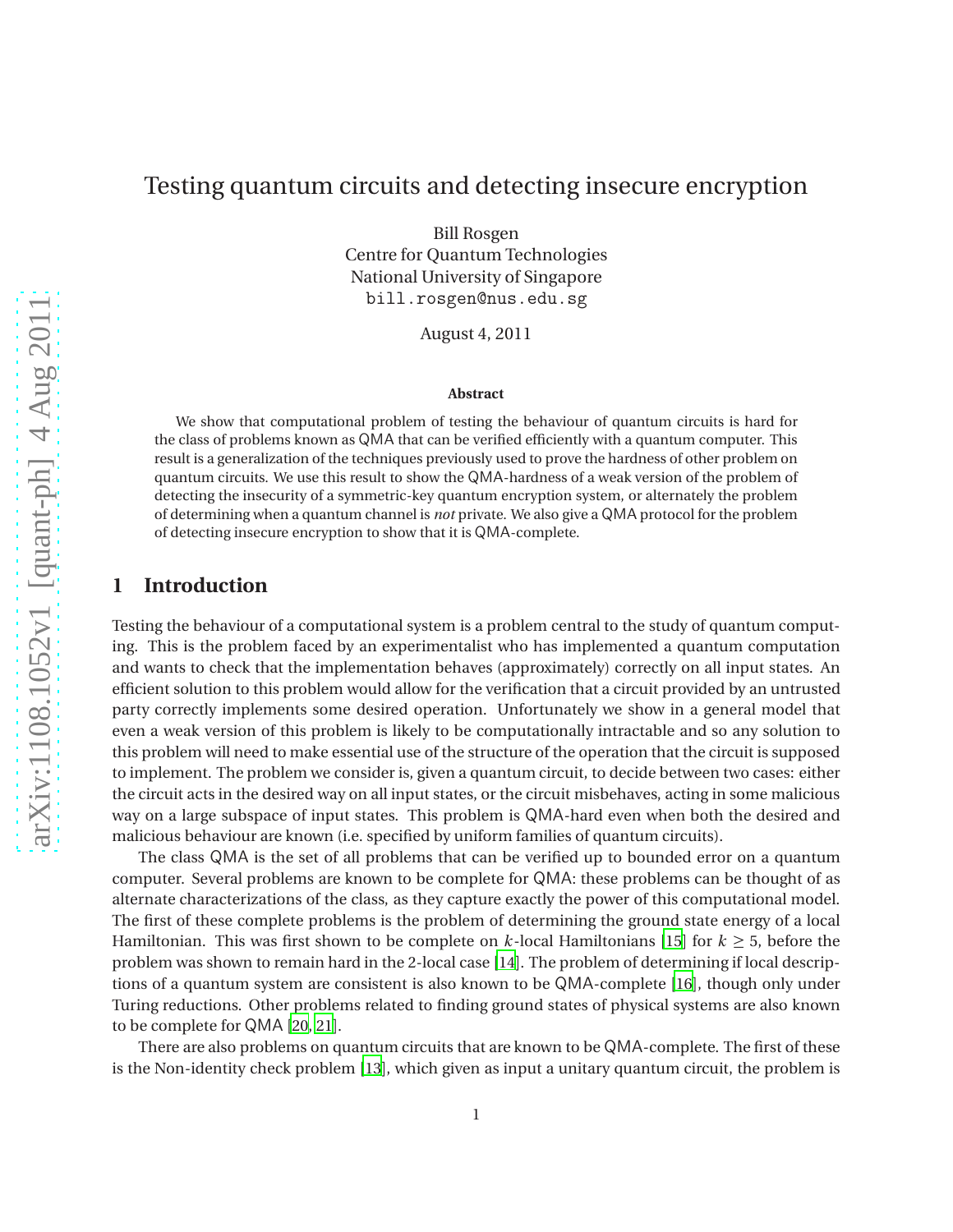# Testing quantum circuits and detecting insecure encryption

Bill Rosgen
Centre for Quantum Technologies
National University of Singapore
bill.rosgen@nus.edu.sg

August 4, 2011

### Abstract

We show that computational problem of testing the behaviour of quantum circuits is hard for the class of problems known as QMA that can be verified efficiently with a quantum computer. This result is a generalization of the techniques previously used to prove the hardness of other problem on quantum circuits. We use this result to show the QMA-hardness of a weak version of the problem of detecting the insecurity of a symmetric-key quantum encryption system, or alternately the problem of determining when a quantum channel is *not* private. We also give a QMA protocol for the problem of detecting insecure encryption to show that it is QMA-complete.

## 1 Introduction

Testing the behaviour of a computational system is a problem central to the study of quantum computing. This is the problem faced by an experimentalist who has implemented a quantum computation and wants to check that the implementation behaves (approximately) correctly on all input states. An efficient solution to this problem would allow for the verification that a circuit provided by an untrusted party correctly implements some desired operation. Unfortunately we show in a general model that even a weak version of this problem is likely to be computationally intractable and so any solution to this problem will need to make essential use of the structure of the operation that the circuit is supposed to implement. The problem we consider is, given a quantum circuit, to decide between two cases: either the circuit acts in the desired way on all input states, or the circuit misbehaves, acting in some malicious way on a large subspace of input states. This problem is QMA-hard even when both the desired and malicious behaviour are known (i.e. specified by uniform families of quantum circuits).

The class QMA is the set of all problems that can be verified up to bounded error on a quantum computer. Several problems are known to be complete for QMA: these problems can be thought of as alternate characterizations of the class, as they capture exactly the power of this computational model. The first of these complete problems is the problem of determining the ground state energy of a local Hamiltonian. This was first shown to be complete on $k$-local Hamiltonians [15] for $k \geq 5$, before the problem was shown to remain hard in the 2-local case [14]. The problem of determining if local descriptions of a quantum system are consistent is also known to be QMA-complete [16], though only under Turing reductions. Other problems related to finding ground states of physical systems are also known to be complete for QMA [20, 21].

There are also problems on quantum circuits that are known to be QMA-complete. The first of these is the Non-identity check problem [13], which given as input a unitary quantum circuit, the problem is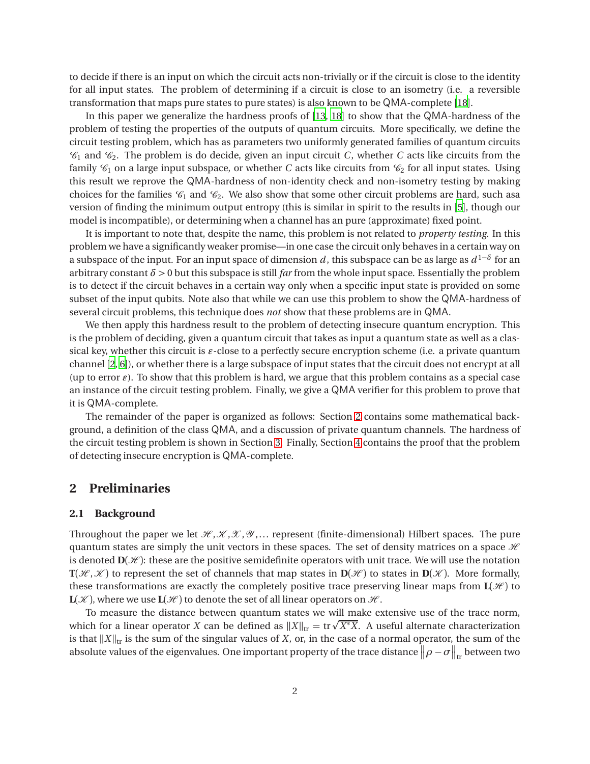to decide if there is an input on which the circuit acts non-trivially or if the circuit is close to the identity for all input states. The problem of determining if a circuit is close to an isometry (i.e. a reversible transformation that maps pure states to pure states) is also known to be QMA-complete [18].

In this paper we generalize the hardness proofs of [13, 18] to show that the QMA-hardness of the problem of testing the properties of the outputs of quantum circuits. More specifically, we define the circuit testing problem, which has as parameters two uniformly generated families of quantum circuits $\mathscr{C}_1$ and $\mathscr{C}_2$. The problem is do decide, given an input circuit $C$, whether $C$ acts like circuits from the family $\mathscr{C}_1$ on a large input subspace, or whether $C$ acts like circuits from $\mathscr{C}_2$ for all input states. Using this result we reprove the QMA-hardness of non-identity check and non-isometry testing by making choices for the families $\mathscr{C}_1$ and $\mathscr{C}_2$. We also show that some other circuit problems are hard, such asa version of finding the minimum output entropy (this is similar in spirit to the results in [5], though our model is incompatible), or determining when a channel has an pure (approximate) fixed point.

It is important to note that, despite the name, this problem is not related to *property testing*. In this problem we have a significantly weaker promise—in one case the circuit only behaves in a certain way on a subspace of the input. For an input space of dimension $d$, this subspace can be as large as $d^{1-\delta}$ for an arbitrary constant $\delta > 0$ but this subspace is still *far* from the whole input space. Essentially the problem is to detect if the circuit behaves in a certain way only when a specific input state is provided on some subset of the input qubits. Note also that while we can use this problem to show the QMA-hardness of several circuit problems, this technique does *not* show that these problems are in QMA.

We then apply this hardness result to the problem of detecting insecure quantum encryption. This is the problem of deciding, given a quantum circuit that takes as input a quantum state as well as a classical key, whether this circuit is $\varepsilon$-close to a perfectly secure encryption scheme (i.e. a private quantum channel [2, 6]), or whether there is a large subspace of input states that the circuit does not encrypt at all (up to error $\varepsilon$). To show that this problem is hard, we argue that this problem contains as a special case an instance of the circuit testing problem. Finally, we give a QMA verifier for this problem to prove that it is QMA-complete.

The remainder of the paper is organized as follows: Section 2 contains some mathematical background, a definition of the class QMA, and a discussion of private quantum channels. The hardness of the circuit testing problem is shown in Section 3. Finally, Section 4 contains the proof that the problem of detecting insecure encryption is QMA-complete.

## 2 Preliminaries

### 2.1 Background

Throughout the paper we let $\mathscr{H}, \mathscr{K}, \mathscr{X}, \mathscr{Y}, \ldots$ represent (finite-dimensional) Hilbert spaces. The pure quantum states are simply the unit vectors in these spaces. The set of density matrices on a space $\mathscr{H}$ is denoted $\mathbf{D}(\mathscr{H})$: these are the positive semidefinite operators with unit trace. We will use the notation $\mathbf{T}(\mathscr{H}, \mathscr{K})$ to represent the set of channels that map states in $\mathbf{D}(\mathscr{H})$ to states in $\mathbf{D}(\mathscr{K})$. More formally, these transformations are exactly the completely positive trace preserving linear maps from $\mathbf{L}(\mathscr{H})$ to $\mathbf{L}(\mathscr{K})$, where we use $\mathbf{L}(\mathscr{H})$ to denote the set of all linear operators on $\mathscr{H}$.

To measure the distance between quantum states we will make extensive use of the trace norm, which for a linear operator $X$ can be defined as $\|X\|_{\text{tr}} = \operatorname{tr}\sqrt{X^*X}$. A useful alternate characterization is that $\|X\|_{\text{tr}}$ is the sum of the singular values of $X$, or, in the case of a normal operator, the sum of the absolute values of the eigenvalues. One important property of the trace distance $\|\rho - \sigma\|_{\text{tr}}$ between two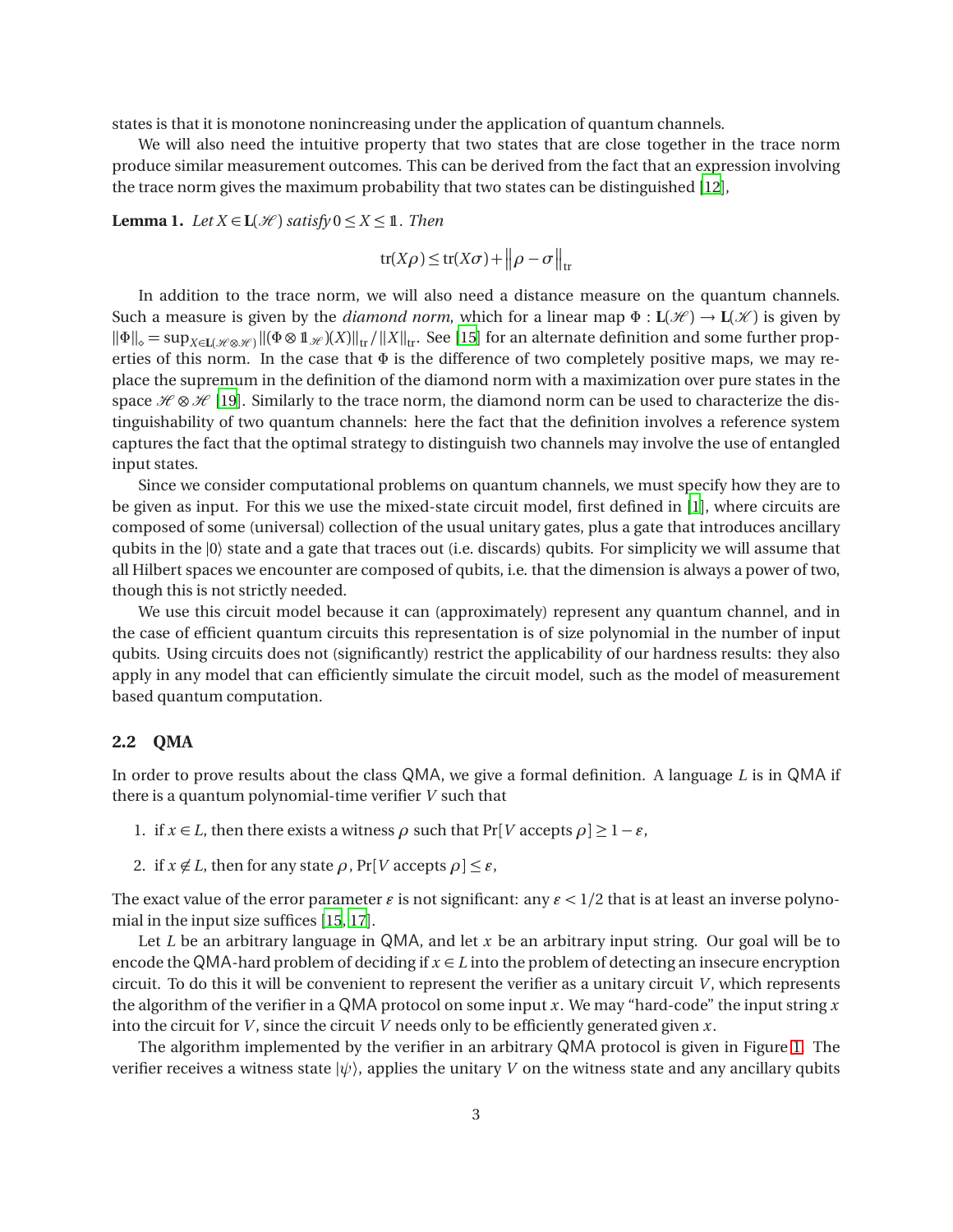states is that it is monotone nonincreasing under the application of quantum channels.

We will also need the intuitive property that two states that are close together in the trace norm produce similar measurement outcomes. This can be derived from the fact that an expression involving the trace norm gives the maximum probability that two states can be distinguished [12],

**Lemma 1.** *Let $X \in \mathbf{L}(\mathscr{H})$ satisfy $0 \leq X \leq \mathbb{1}$. Then*

$$\operatorname{tr}(X\rho) \leq \operatorname{tr}(X\sigma) + \left\|\rho - \sigma\right\|_{\operatorname{tr}}$$

In addition to the trace norm, we will also need a distance measure on the quantum channels. Such a measure is given by the *diamond norm*, which for a linear map $\Phi : \mathbf{L}(\mathscr{H}) \to \mathbf{L}(\mathscr{K})$ is given by $\|\Phi\|_{\diamond} = \sup_{X \in \mathbf{L}(\mathscr{H}\otimes\mathscr{H})} \|(\Phi \otimes \mathbb{1}_{\mathscr{H}})(X)\|_{\operatorname{tr}} / \|X\|_{\operatorname{tr}}$. See [15] for an alternate definition and some further properties of this norm. In the case that $\Phi$ is the difference of two completely positive maps, we may replace the supremum in the definition of the diamond norm with a maximization over pure states in the space $\mathscr{H} \otimes \mathscr{H}$ [19]. Similarly to the trace norm, the diamond norm can be used to characterize the distinguishability of two quantum channels: here the fact that the definition involves a reference system captures the fact that the optimal strategy to distinguish two channels may involve the use of entangled input states.

Since we consider computational problems on quantum channels, we must specify how they are to be given as input. For this we use the mixed-state circuit model, first defined in [1], where circuits are composed of some (universal) collection of the usual unitary gates, plus a gate that introduces ancillary qubits in the $|0\rangle$ state and a gate that traces out (i.e. discards) qubits. For simplicity we will assume that all Hilbert spaces we encounter are composed of qubits, i.e. that the dimension is always a power of two, though this is not strictly needed.

We use this circuit model because it can (approximately) represent any quantum channel, and in the case of efficient quantum circuits this representation is of size polynomial in the number of input qubits. Using circuits does not (significantly) restrict the applicability of our hardness results: they also apply in any model that can efficiently simulate the circuit model, such as the model of measurement based quantum computation.

### 2.2 QMA

In order to prove results about the class QMA, we give a formal definition. A language $L$ is in QMA if there is a quantum polynomial-time verifier $V$ such that

1. if $x \in L$, then there exists a witness $\rho$ such that $\Pr[V \text{ accepts } \rho] \geq 1 - \varepsilon$,
2. if $x \notin L$, then for any state $\rho$, $\Pr[V \text{ accepts } \rho] \leq \varepsilon$,

The exact value of the error parameter $\varepsilon$ is not significant: any $\varepsilon < 1/2$ that is at least an inverse polynomial in the input size suffices [15, 17].

Let $L$ be an arbitrary language in QMA, and let $x$ be an arbitrary input string. Our goal will be to encode the QMA-hard problem of deciding if $x \in L$ into the problem of detecting an insecure encryption circuit. To do this it will be convenient to represent the verifier as a unitary circuit $V$, which represents the algorithm of the verifier in a QMA protocol on some input $x$. We may "hard-code" the input string $x$ into the circuit for $V$, since the circuit $V$ needs only to be efficiently generated given $x$.

The algorithm implemented by the verifier in an arbitrary QMA protocol is given in Figure 1. The verifier receives a witness state $|\psi\rangle$, applies the unitary $V$ on the witness state and any ancillary qubits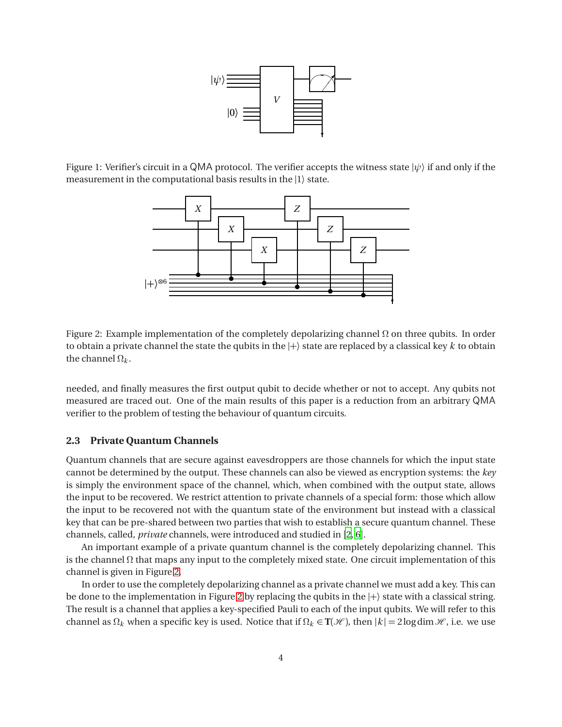Figure 1: Verifier's circuit in a QMA protocol. The verifier accepts the witness state $|\psi\rangle$ if and only if the measurement in the computational basis results in the $|1\rangle$ state.

Figure 2: Example implementation of the completely depolarizing channel $\Omega$ on three qubits. In order to obtain a private channel the state the qubits in the $|+\rangle$ state are replaced by a classical key $k$ to obtain the channel $\Omega_k$.

needed, and finally measures the first output qubit to decide whether or not to accept. Any qubits not measured are traced out. One of the main results of this paper is a reduction from an arbitrary QMA verifier to the problem of testing the behaviour of quantum circuits.

### 2.3 Private Quantum Channels

Quantum channels that are secure against eavesdroppers are those channels for which the input state cannot be determined by the output. These channels can also be viewed as encryption systems: the *key* is simply the environment space of the channel, which, when combined with the output state, allows the input to be recovered. We restrict attention to private channels of a special form: those which allow the input to be recovered not with the quantum state of the environment but instead with a classical key that can be pre-shared between two parties that wish to establish a secure quantum channel. These channels, called, *private* channels, were introduced and studied in [2, 6].

An important example of a private quantum channel is the completely depolarizing channel. This is the channel $\Omega$ that maps any input to the completely mixed state. One circuit implementation of this channel is given in Figure 2.

In order to use the completely depolarizing channel as a private channel we must add a key. This can be done to the implementation in Figure 2 by replacing the qubits in the $|+\rangle$ state with a classical string. The result is a channel that applies a key-specified Pauli to each of the input qubits. We will refer to this channel as $\Omega_k$ when a specific key is used. Notice that if $\Omega_k \in \mathbf{T}(\mathscr{H})$, then $|k| = 2\log\dim\mathscr{H}$, i.e. we use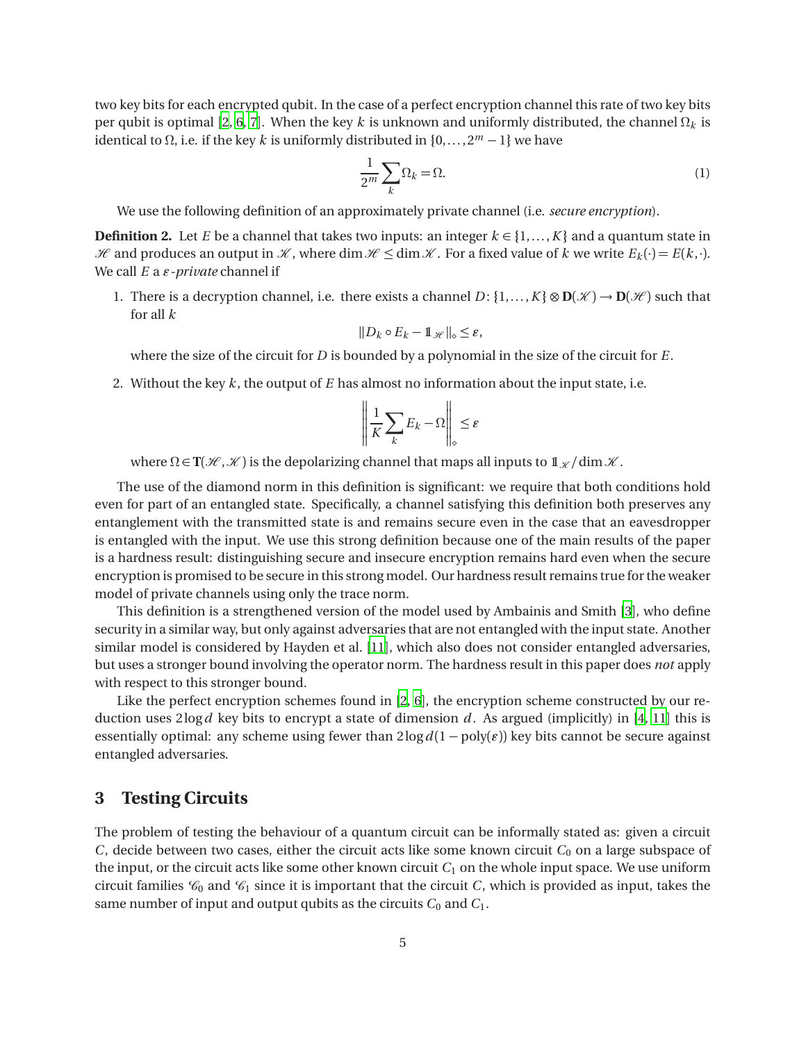two key bits for each encrypted qubit. In the case of a perfect encryption channel this rate of two key bits per qubit is optimal [2, 6, 7]. When the key $k$ is unknown and uniformly distributed, the channel $\Omega_k$ is identical to $\Omega$, i.e. if the key $k$ is uniformly distributed in $\{0,\dots,2^m-1\}$ we have

$$\frac{1}{2^m}\sum_k \Omega_k = \Omega. \tag{1}$$

We use the following definition of an approximately private channel (i.e. *secure encryption*).

**Definition 2.** Let $E$ be a channel that takes two inputs: an integer $k \in \{1,\dots,K\}$ and a quantum state in $\mathcal{H}$ and produces an output in $\mathcal{K}$, where $\dim\mathcal{H} \le \dim\mathcal{K}$. For a fixed value of $k$ we write $E_k(\cdot) = E(k,\cdot)$. We call $E$ a $\varepsilon$-*private* channel if

1. There is a decryption channel, i.e. there exists a channel $D\colon \{1,\dots,K\}\otimes \mathbf{D}(\mathcal{K}) \to \mathbf{D}(\mathcal{H})$ such that for all $k$

   $$\|D_k \circ E_k - \mathbb{1}_{\mathcal{H}}\|_\diamond \le \varepsilon,$$

   where the size of the circuit for $D$ is bounded by a polynomial in the size of the circuit for $E$.

2. Without the key $k$, the output of $E$ has almost no information about the input state, i.e.

   $$\left\| \frac{1}{K}\sum_k E_k - \Omega \right\|_\diamond \le \varepsilon$$

   where $\Omega \in \mathbf{T}(\mathcal{H},\mathcal{K})$ is the depolarizing channel that maps all inputs to $\mathbb{1}_{\mathcal{K}}/\dim\mathcal{K}$.

The use of the diamond norm in this definition is significant: we require that both conditions hold even for part of an entangled state. Specifically, a channel satisfying this definition both preserves any entanglement with the transmitted state is and remains secure even in the case that an eavesdropper is entangled with the input. We use this strong definition because one of the main results of the paper is a hardness result: distinguishing secure and insecure encryption remains hard even when the secure encryption is promised to be secure in this strong model. Our hardness result remains true for the weaker model of private channels using only the trace norm.

This definition is a strengthened version of the model used by Ambainis and Smith [3], who define security in a similar way, but only against adversaries that are not entangled with the input state. Another similar model is considered by Hayden et al. [11], which also does not consider entangled adversaries, but uses a stronger bound involving the operator norm. The hardness result in this paper does *not* apply with respect to this stronger bound.

Like the perfect encryption schemes found in [2, 6], the encryption scheme constructed by our reduction uses $2\log d$ key bits to encrypt a state of dimension $d$. As argued (implicitly) in [4, 11] this is essentially optimal: any scheme using fewer than $2\log d(1-\text{poly}(\varepsilon))$ key bits cannot be secure against entangled adversaries.

## 3 Testing Circuits

The problem of testing the behaviour of a quantum circuit can be informally stated as: given a circuit $C$, decide between two cases, either the circuit acts like some known circuit $C_0$ on a large subspace of the input, or the circuit acts like some other known circuit $C_1$ on the whole input space. We use uniform circuit families $\mathscr{C}_0$ and $\mathscr{C}_1$ since it is important that the circuit $C$, which is provided as input, takes the same number of input and output qubits as the circuits $C_0$ and $C_1$.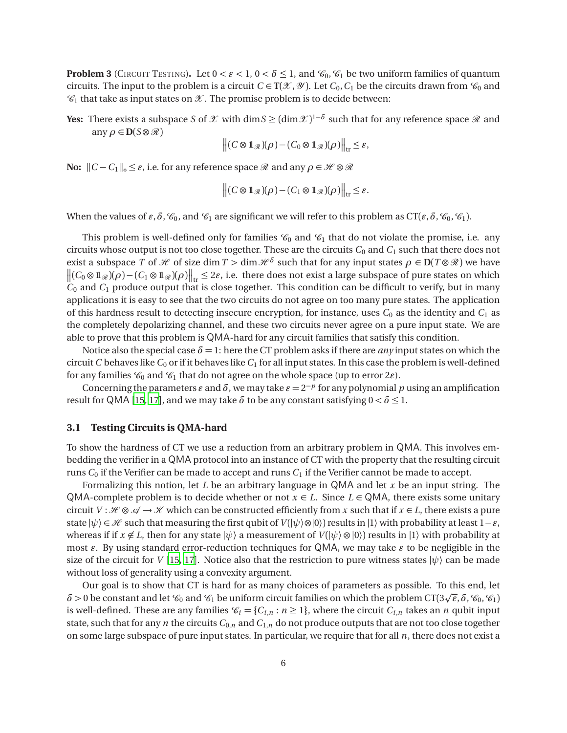**Problem 3** (Circuit Testing)**.** Let $0 < \varepsilon < 1$, $0 < \delta \leq 1$, and $\mathscr{C}_0, \mathscr{C}_1$ be two uniform families of quantum circuits. The input to the problem is a circuit $C \in \mathbf{T}(\mathscr{X}, \mathscr{Y})$. Let $C_0, C_1$ be the circuits drawn from $\mathscr{C}_0$ and $\mathscr{C}_1$ that take as input states on $\mathscr{X}$. The promise problem is to decide between:

**Yes:** There exists a subspace $S$ of $\mathscr{X}$ with $\dim S \geq (\dim \mathscr{X})^{1-\delta}$ such that for any reference space $\mathscr{R}$ and any $\rho \in \mathbf{D}(S \otimes \mathscr{R})$

$$\left\| (C \otimes \mathbb{1}_{\mathscr{R}})(\rho) - (C_0 \otimes \mathbb{1}_{\mathscr{R}})(\rho) \right\|_{\mathrm{tr}} \leq \varepsilon,$$

**No:** $\|C - C_1\|_\diamond \leq \varepsilon$, i.e. for any reference space $\mathscr{R}$ and any $\rho \in \mathscr{H} \otimes \mathscr{R}$

$$\left\| (C \otimes \mathbb{1}_{\mathscr{R}})(\rho) - (C_1 \otimes \mathbb{1}_{\mathscr{R}})(\rho) \right\|_{\mathrm{tr}} \leq \varepsilon.$$

When the values of $\varepsilon, \delta, \mathscr{C}_0$, and $\mathscr{C}_1$ are significant we will refer to this problem as $\mathrm{CT}(\varepsilon, \delta, \mathscr{C}_0, \mathscr{C}_1)$.

This problem is well-defined only for families $\mathscr{C}_0$ and $\mathscr{C}_1$ that do not violate the promise, i.e. any circuits whose output is not too close together. These are the circuits $C_0$ and $C_1$ such that there does not exist a subspace $T$ of $\mathscr{H}$ of size $\dim T > \dim \mathscr{H}^\delta$ such that for any input states $\rho \in \mathbf{D}(T \otimes \mathscr{R})$ we have $\left\| (C_0 \otimes \mathbb{1}_{\mathscr{R}})(\rho) - (C_1 \otimes \mathbb{1}_{\mathscr{R}})(\rho) \right\|_{\mathrm{tr}} \leq 2\varepsilon$, i.e. there does not exist a large subspace of pure states on which $C_0$ and $C_1$ produce output that is close together. This condition can be difficult to verify, but in many applications it is easy to see that the two circuits do not agree on too many pure states. The application of this hardness result to detecting insecure encryption, for instance, uses $C_0$ as the identity and $C_1$ as the completely depolarizing channel, and these two circuits never agree on a pure input state. We are able to prove that this problem is QMA-hard for any circuit families that satisfy this condition.

Notice also the special case $\delta = 1$: here the CT problem asks if there are *any* input states on which the circuit $C$ behaves like $C_0$ or if it behaves like $C_1$ for all input states. In this case the problem is well-defined for any families $\mathscr{C}_0$ and $\mathscr{C}_1$ that do not agree on the whole space (up to error $2\varepsilon$).

Concerning the parameters $\varepsilon$ and $\delta$, we may take $\varepsilon = 2^{-p}$ for any polynomial $p$ using an amplification result for QMA [15, 17], and we may take $\delta$ to be any constant satisfying $0 < \delta \leq 1$.

### 3.1 Testing Circuits is QMA-hard

To show the hardness of CT we use a reduction from an arbitrary problem in QMA. This involves embedding the verifier in a QMA protocol into an instance of CT with the property that the resulting circuit runs $C_0$ if the Verifier can be made to accept and runs $C_1$ if the Verifier cannot be made to accept.

Formalizing this notion, let $L$ be an arbitrary language in QMA and let $x$ be an input string. The QMA-complete problem is to decide whether or not $x \in L$. Since $L \in$ QMA, there exists some unitary circuit $V : \mathscr{H} \otimes \mathscr{A} \to \mathscr{K}$ which can be constructed efficiently from $x$ such that if $x \in L$, there exists a pure state $|\psi\rangle \in \mathscr{H}$ such that measuring the first qubit of $V(|\psi\rangle \otimes |0\rangle)$ results in $|1\rangle$ with probability at least $1 - \varepsilon$, whereas if if $x \notin L$, then for any state $|\psi\rangle$ a measurement of $V(|\psi\rangle \otimes |0\rangle)$ results in $|1\rangle$ with probability at most $\varepsilon$. By using standard error-reduction techniques for QMA, we may take $\varepsilon$ to be negligible in the size of the circuit for $V$ [15, 17]. Notice also that the restriction to pure witness states $|\psi\rangle$ can be made without loss of generality using a convexity argument.

Our goal is to show that CT is hard for as many choices of parameters as possible. To this end, let $\delta > 0$ be constant and let $\mathscr{C}_0$ and $\mathscr{C}_1$ be uniform circuit families on which the problem $\mathrm{CT}(3\sqrt{\varepsilon}, \delta, \mathscr{C}_0, \mathscr{C}_1)$ is well-defined. These are any families $\mathscr{C}_i = \{C_{i,n} : n \geq 1\}$, where the circuit $C_{i,n}$ takes an $n$ qubit input state, such that for any $n$ the circuits $C_{0,n}$ and $C_{1,n}$ do not produce outputs that are not too close together on some large subspace of pure input states. In particular, we require that for all $n$, there does not exist a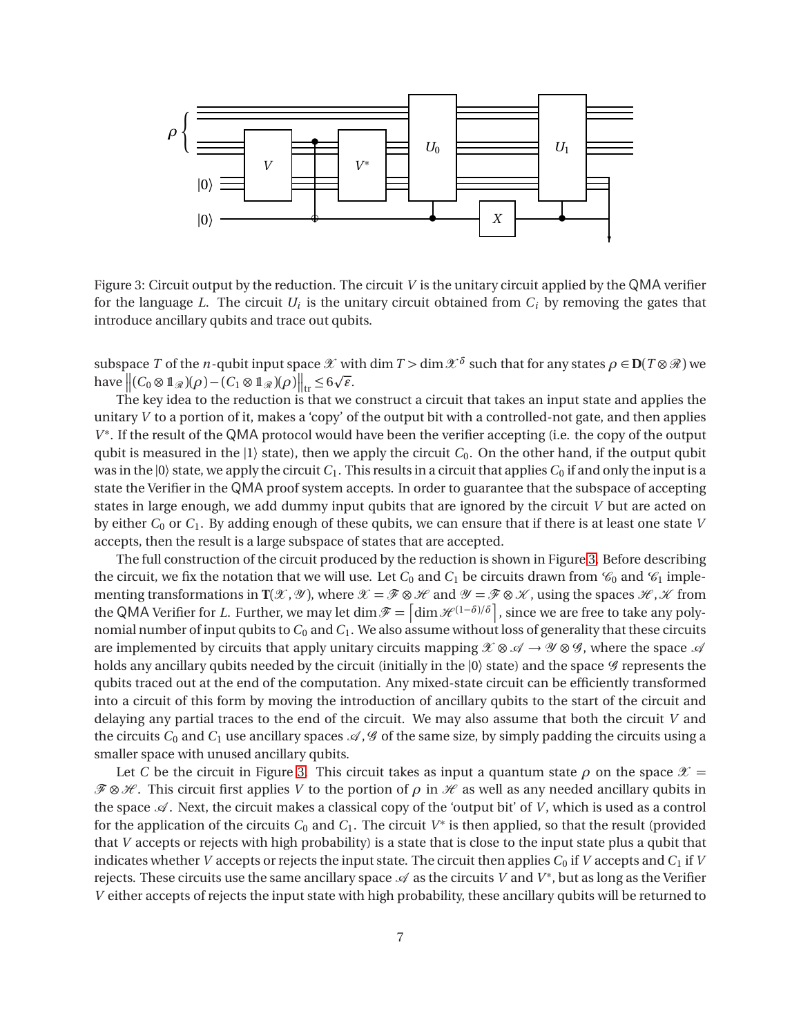Figure 3: Circuit output by the reduction. The circuit $V$ is the unitary circuit applied by the QMA verifier for the language $L$. The circuit $U_i$ is the unitary circuit obtained from $C_i$ by removing the gates that introduce ancillary qubits and trace out qubits.

subspace $T$ of the $n$-qubit input space $\mathscr{X}$ with $\dim T > \dim \mathscr{X}^{\delta}$ such that for any states $\rho \in \mathbf{D}(T \otimes \mathscr{R})$ we have $\left\|(C_0 \otimes \mathbb{1}_{\mathscr{R}})(\rho) - (C_1 \otimes \mathbb{1}_{\mathscr{R}})(\rho)\right\|_{\mathrm{tr}} \leq 6\sqrt{\varepsilon}$.

The key idea to the reduction is that we construct a circuit that takes an input state and applies the unitary $V$ to a portion of it, makes a 'copy' of the output bit with a controlled-not gate, and then applies $V^*$. If the result of the QMA protocol would have been the verifier accepting (i.e. the copy of the output qubit is measured in the $|1\rangle$ state), then we apply the circuit $C_0$. On the other hand, if the output qubit was in the $|0\rangle$ state, we apply the circuit $C_1$. This results in a circuit that applies $C_0$ if and only the input is a state the Verifier in the QMA proof system accepts. In order to guarantee that the subspace of accepting states in large enough, we add dummy input qubits that are ignored by the circuit $V$ but are acted on by either $C_0$ or $C_1$. By adding enough of these qubits, we can ensure that if there is at least one state $V$ accepts, then the result is a large subspace of states that are accepted.

The full construction of the circuit produced by the reduction is shown in Figure 3. Before describing the circuit, we fix the notation that we will use. Let $C_0$ and $C_1$ be circuits drawn from $\mathscr{C}_0$ and $\mathscr{C}_1$ implementing transformations in $\mathbf{T}(\mathscr{X},\mathscr{Y})$, where $\mathscr{X} = \mathscr{F} \otimes \mathscr{H}$ and $\mathscr{Y} = \mathscr{F} \otimes \mathscr{K}$, using the spaces $\mathscr{H},\mathscr{K}$ from the QMA Verifier for $L$. Further, we may let $\dim \mathscr{F} = \left\lceil \dim \mathscr{H}^{(1-\delta)/\delta} \right\rceil$, since we are free to take any polynomial number of input qubits to $C_0$ and $C_1$. We also assume without loss of generality that these circuits are implemented by circuits that apply unitary circuits mapping $\mathscr{X} \otimes \mathscr{A} \to \mathscr{Y} \otimes \mathscr{G}$, where the space $\mathscr{A}$ holds any ancillary qubits needed by the circuit (initially in the $|0\rangle$ state) and the space $\mathscr{G}$ represents the qubits traced out at the end of the computation. Any mixed-state circuit can be efficiently transformed into a circuit of this form by moving the introduction of ancillary qubits to the start of the circuit and delaying any partial traces to the end of the circuit. We may also assume that both the circuit $V$ and the circuits $C_0$ and $C_1$ use ancillary spaces $\mathscr{A},\mathscr{G}$ of the same size, by simply padding the circuits using a smaller space with unused ancillary qubits.

Let $C$ be the circuit in Figure 3. This circuit takes as input a quantum state $\rho$ on the space $\mathscr{X} = \mathscr{F} \otimes \mathscr{H}$. This circuit first applies $V$ to the portion of $\rho$ in $\mathscr{H}$ as well as any needed ancillary qubits in the space $\mathscr{A}$. Next, the circuit makes a classical copy of the 'output bit' of $V$, which is used as a control for the application of the circuits $C_0$ and $C_1$. The circuit $V^*$ is then applied, so that the result (provided that $V$ accepts or rejects with high probability) is a state that is close to the input state plus a qubit that indicates whether $V$ accepts or rejects the input state. The circuit then applies $C_0$ if $V$ accepts and $C_1$ if $V$ rejects. These circuits use the same ancillary space $\mathscr{A}$ as the circuits $V$ and $V^*$, but as long as the Verifier $V$ either accepts of rejects the input state with high probability, these ancillary qubits will be returned to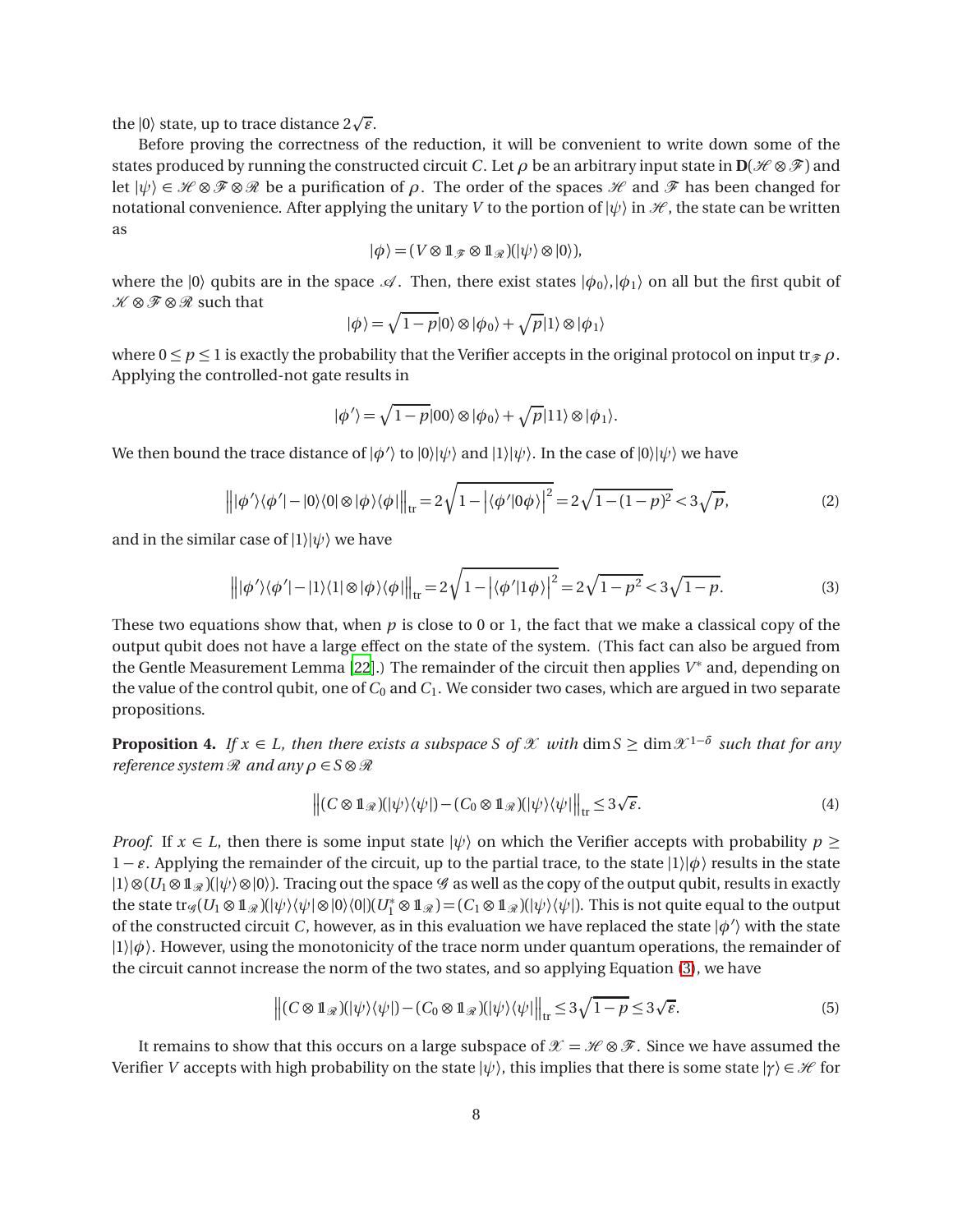the $|0\rangle$ state, up to trace distance $2\sqrt{\varepsilon}$.

Before proving the correctness of the reduction, it will be convenient to write down some of the states produced by running the constructed circuit $C$. Let $\rho$ be an arbitrary input state in $\mathbf{D}(\mathscr{H}\otimes\mathscr{F})$ and let $|\psi\rangle \in \mathscr{H}\otimes\mathscr{F}\otimes\mathscr{R}$ be a purification of $\rho$. The order of the spaces $\mathscr{H}$ and $\mathscr{F}$ has been changed for notational convenience. After applying the unitary $V$ to the portion of $|\psi\rangle$ in $\mathscr{H}$, the state can be written as

$$|\phi\rangle = (V\otimes \mathbb{1}_{\mathscr{F}}\otimes \mathbb{1}_{\mathscr{R}})(|\psi\rangle\otimes|0\rangle),$$

where the $|0\rangle$ qubits are in the space $\mathscr{A}$. Then, there exist states $|\phi_0\rangle,|\phi_1\rangle$ on all but the first qubit of $\mathscr{K}\otimes\mathscr{F}\otimes\mathscr{R}$ such that

$$|\phi\rangle = \sqrt{1-p}|0\rangle\otimes|\phi_0\rangle + \sqrt{p}|1\rangle\otimes|\phi_1\rangle$$

where $0\le p\le 1$ is exactly the probability that the Verifier accepts in the original protocol on input $\operatorname{tr}_{\mathscr{F}}\rho$. Applying the controlled-not gate results in

$$|\phi'\rangle = \sqrt{1-p}|00\rangle\otimes|\phi_0\rangle + \sqrt{p}|11\rangle\otimes|\phi_1\rangle.$$

We then bound the trace distance of $|\phi'\rangle$ to $|0\rangle|\psi\rangle$ and $|1\rangle|\psi\rangle$. In the case of $|0\rangle|\psi\rangle$ we have

$$\left\| |\phi'\rangle\langle\phi'| - |0\rangle\langle 0|\otimes|\phi\rangle\langle\phi| \right\|_{\mathrm{tr}} = 2\sqrt{1-\left|\langle\phi'|0\phi\rangle\right|^2} = 2\sqrt{1-(1-p)^2} < 3\sqrt{p}, \tag{2}$$

and in the similar case of $|1\rangle|\psi\rangle$ we have

$$\left\| |\phi'\rangle\langle\phi'| - |1\rangle\langle 1|\otimes|\phi\rangle\langle\phi| \right\|_{\mathrm{tr}} = 2\sqrt{1-\left|\langle\phi'|1\phi\rangle\right|^2} = 2\sqrt{1-p^2} < 3\sqrt{1-p}. \tag{3}$$

These two equations show that, when $p$ is close to 0 or 1, the fact that we make a classical copy of the output qubit does not have a large effect on the state of the system. (This fact can also be argued from the Gentle Measurement Lemma [22].) The remainder of the circuit then applies $V^*$ and, depending on the value of the control qubit, one of $C_0$ and $C_1$. We consider two cases, which are argued in two separate propositions.

**Proposition 4.** *If $x\in L$, then there exists a subspace $S$ of $\mathscr{X}$ with $\dim S \ge \dim \mathscr{X}^{1-\delta}$ such that for any reference system $\mathscr{R}$ and any $\rho\in S\otimes\mathscr{R}$*

$$\left\| (C\otimes \mathbb{1}_{\mathscr{R}})(|\psi\rangle\langle\psi|) - (C_0\otimes\mathbb{1}_{\mathscr{R}})(|\psi\rangle\langle\psi| \right\|_{\mathrm{tr}} \le 3\sqrt{\varepsilon}. \tag{4}$$

*Proof.* If $x\in L$, then there is some input state $|\psi\rangle$ on which the Verifier accepts with probability $p\ge 1-\varepsilon$. Applying the remainder of the circuit, up to the partial trace, to the state $|1\rangle|\phi\rangle$ results in the state $|1\rangle\otimes(U_1\otimes\mathbb{1}_{\mathscr{R}})(|\psi\rangle\otimes|0\rangle)$. Tracing out the space $\mathscr{G}$ as well as the copy of the output qubit, results in exactly the state $\operatorname{tr}_{\mathscr{G}}(U_1\otimes\mathbb{1}_{\mathscr{R}})(|\psi\rangle\langle\psi|\otimes|0\rangle\langle 0|)(U_1^*\otimes\mathbb{1}_{\mathscr{R}}) = (C_1\otimes\mathbb{1}_{\mathscr{R}})(|\psi\rangle\langle\psi|)$. This is not quite equal to the output of the constructed circuit $C$, however, as in this evaluation we have replaced the state $|\phi'\rangle$ with the state $|1\rangle|\phi\rangle$. However, using the monotonicity of the trace norm under quantum operations, the remainder of the circuit cannot increase the norm of the two states, and so applying Equation (3), we have

$$\left\| (C\otimes \mathbb{1}_{\mathscr{R}})(|\psi\rangle\langle\psi|) - (C_0\otimes\mathbb{1}_{\mathscr{R}})(|\psi\rangle\langle\psi| \right\|_{\mathrm{tr}} \le 3\sqrt{1-p} \le 3\sqrt{\varepsilon}. \tag{5}$$

It remains to show that this occurs on a large subspace of $\mathscr{X} = \mathscr{H}\otimes\mathscr{F}$. Since we have assumed the Verifier $V$ accepts with high probability on the state $|\psi\rangle$, this implies that there is some state $|\gamma\rangle\in\mathscr{H}$ for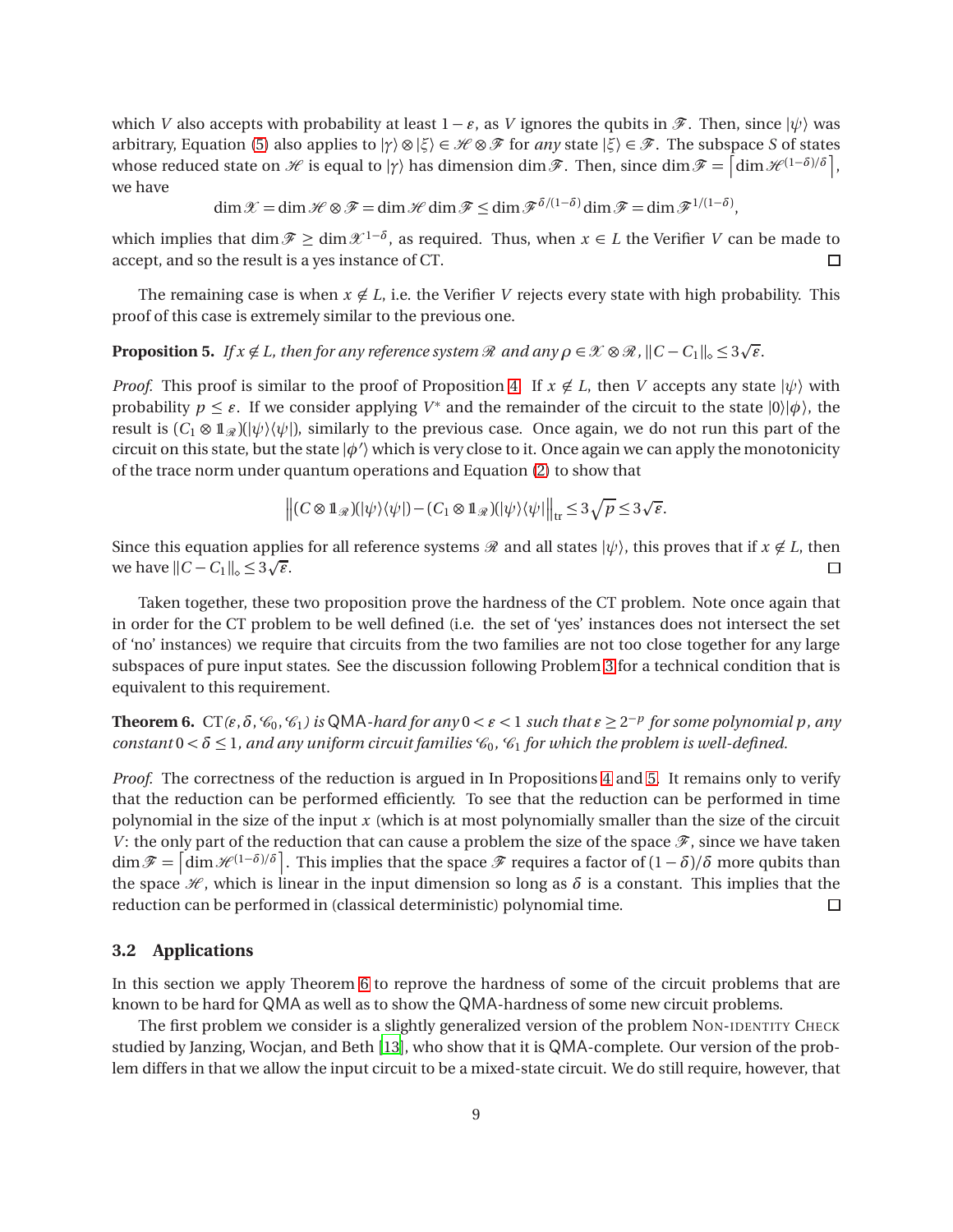which $V$ also accepts with probability at least $1-\varepsilon$, as $V$ ignores the qubits in $\mathscr{F}$. Then, since $|\psi\rangle$ was arbitrary, Equation (5) also applies to $|\gamma\rangle \otimes |\xi\rangle \in \mathscr{H} \otimes \mathscr{F}$ for *any* state $|\xi\rangle \in \mathscr{F}$. The subspace $S$ of states whose reduced state on $\mathscr{H}$ is equal to $|\gamma\rangle$ has dimension $\dim \mathscr{F}$. Then, since $\dim \mathscr{F} = \left\lceil \dim \mathscr{H}^{(1-\delta)/\delta} \right\rceil$, we have

$$\dim \mathscr{X} = \dim \mathscr{H} \otimes \mathscr{F} = \dim \mathscr{H} \dim \mathscr{F} \leq \dim \mathscr{F}^{\delta/(1-\delta)} \dim \mathscr{F} = \dim \mathscr{F}^{1/(1-\delta)},$$

which implies that $\dim \mathscr{F} \geq \dim \mathscr{X}^{1-\delta}$, as required. Thus, when $x \in L$ the Verifier $V$ can be made to accept, and so the result is a yes instance of CT. $\square$

The remaining case is when $x \notin L$, i.e. the Verifier $V$ rejects every state with high probability. This proof of this case is extremely similar to the previous one.

**Proposition 5.** *If $x \notin L$, then for any reference system $\mathscr{R}$ and any $\rho \in \mathscr{X} \otimes \mathscr{R}$, $\|C - C_1\|_\diamond \leq 3\sqrt{\varepsilon}$.*

*Proof.* This proof is similar to the proof of Proposition 4. If $x \notin L$, then $V$ accepts any state $|\psi\rangle$ with probability $p \leq \varepsilon$. If we consider applying $V^*$ and the remainder of the circuit to the state $|0\rangle|\phi\rangle$, the result is $(C_1 \otimes \mathbb{1}_\mathscr{R})(|\psi\rangle\langle\psi|)$, similarly to the previous case. Once again, we do not run this part of the circuit on this state, but the state $|\phi'\rangle$ which is very close to it. Once again we can apply the monotonicity of the trace norm under quantum operations and Equation (2) to show that

$$\left\| (C \otimes \mathbb{1}_\mathscr{R})(|\psi\rangle\langle\psi|) - (C_1 \otimes \mathbb{1}_\mathscr{R})|\psi\rangle\langle\psi| \right\|_{\mathrm{tr}} \leq 3\sqrt{p} \leq 3\sqrt{\varepsilon}.$$

Since this equation applies for all reference systems $\mathscr{R}$ and all states $|\psi\rangle$, this proves that if $x \notin L$, then we have $\|C - C_1\|_\diamond \leq 3\sqrt{\varepsilon}$. $\square$

Taken together, these two proposition prove the hardness of the CT problem. Note once again that in order for the CT problem to be well defined (i.e. the set of 'yes' instances does not intersect the set of 'no' instances) we require that circuits from the two families are not too close together for any large subspaces of pure input states. See the discussion following Problem 3 for a technical condition that is equivalent to this requirement.

**Theorem 6.** CT$(\varepsilon, \delta, \mathscr{C}_0, \mathscr{C}_1)$ *is* QMA*-hard for any $0 < \varepsilon < 1$ such that $\varepsilon \geq 2^{-p}$ for some polynomial $p$, any constant $0 < \delta \leq 1$, and any uniform circuit families $\mathscr{C}_0$, $\mathscr{C}_1$ for which the problem is well-defined.*

*Proof.* The correctness of the reduction is argued in In Propositions 4 and 5. It remains only to verify that the reduction can be performed efficiently. To see that the reduction can be performed in time polynomial in the size of the input $x$ (which is at most polynomially smaller than the size of the circuit $V$: the only part of the reduction that can cause a problem the size of the space $\mathscr{F}$, since we have taken $\dim \mathscr{F} = \left\lceil \dim \mathscr{H}^{(1-\delta)/\delta} \right\rceil$. This implies that the space $\mathscr{F}$ requires a factor of $(1-\delta)/\delta$ more qubits than the space $\mathscr{H}$, which is linear in the input dimension so long as $\delta$ is a constant. This implies that the reduction can be performed in (classical deterministic) polynomial time. $\square$

### 3.2 Applications

In this section we apply Theorem 6 to reprove the hardness of some of the circuit problems that are known to be hard for QMA as well as to show the QMA-hardness of some new circuit problems.

The first problem we consider is a slightly generalized version of the problem Non-identity Check studied by Janzing, Wocjan, and Beth [13], who show that it is QMA-complete. Our version of the problem differs in that we allow the input circuit to be a mixed-state circuit. We do still require, however, that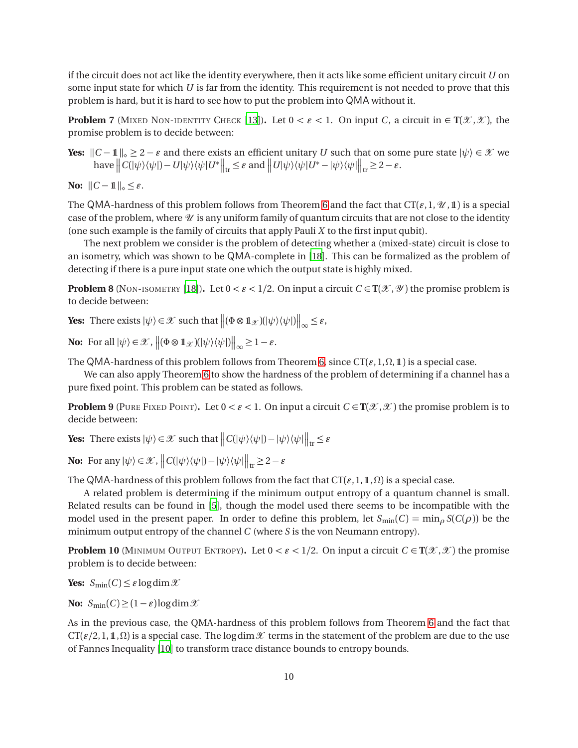if the circuit does not act like the identity everywhere, then it acts like some efficient unitary circuit $U$ on some input state for which $U$ is far from the identity. This requirement is not needed to prove that this problem is hard, but it is hard to see how to put the problem into QMA without it.

**Problem 7** (Mixed Non-identity Check [13])**.** Let $0 < \varepsilon < 1$. On input $C$, a circuit in $\in \mathbf{T}(\mathscr{X}, \mathscr{X})$, the promise problem is to decide between:

**Yes:** $\|C - \mathbb{1}\|_\diamond \geq 2 - \varepsilon$ and there exists an efficient unitary $U$ such that on some pure state $|\psi\rangle \in \mathscr{X}$ we have $\left\| C(|\psi\rangle\langle\psi|) - U|\psi\rangle\langle\psi|U^* \right\|_{\text{tr}} \leq \varepsilon$ and $\left\| U|\psi\rangle\langle\psi|U^* - |\psi\rangle\langle\psi| \right\|_{\text{tr}} \geq 2 - \varepsilon$.

**No:** $\|C - \mathbb{1}\|_\diamond \leq \varepsilon$.

The QMA-hardness of this problem follows from Theorem 6 and the fact that $\mathrm{CT}(\varepsilon, 1, \mathscr{U}, \mathbb{1})$ is a special case of the problem, where $\mathscr{U}$ is any uniform family of quantum circuits that are not close to the identity (one such example is the family of circuits that apply Pauli $X$ to the first input qubit).

The next problem we consider is the problem of detecting whether a (mixed-state) circuit is close to an isometry, which was shown to be QMA-complete in [18]. This can be formalized as the problem of detecting if there is a pure input state one which the output state is highly mixed.

**Problem 8** (Non-isometry [18])**.** Let $0 < \varepsilon < 1/2$. On input a circuit $C \in \mathbf{T}(\mathscr{X}, \mathscr{Y})$ the promise problem is to decide between:

**Yes:** There exists $|\psi\rangle \in \mathscr{X}$ such that $\left\| (\Phi \otimes \mathbb{1}_{\mathscr{X}})(|\psi\rangle\langle\psi|) \right\|_\infty \leq \varepsilon$,

**No:** For all $|\psi\rangle \in \mathscr{X}$, $\left\| (\Phi \otimes \mathbb{1}_{\mathscr{X}})(|\psi\rangle\langle\psi|) \right\|_\infty \geq 1 - \varepsilon$.

The QMA-hardness of this problem follows from Theorem 6, since $\mathrm{CT}(\varepsilon, 1, \Omega, \mathbb{1})$ is a special case.

We can also apply Theorem 6 to show the hardness of the problem of determining if a channel has a pure fixed point. This problem can be stated as follows.

**Problem 9** (Pure Fixed Point)**.** Let $0 < \varepsilon < 1$. On input a circuit $C \in \mathbf{T}(\mathscr{X}, \mathscr{X})$ the promise problem is to decide between:

**Yes:** There exists $|\psi\rangle \in \mathscr{X}$ such that $\left\| C(|\psi\rangle\langle\psi|) - |\psi\rangle\langle\psi| \right\|_{\text{tr}} \leq \varepsilon$

**No:** For any $|\psi\rangle \in \mathscr{X}$, $\left\| C(|\psi\rangle\langle\psi|) - |\psi\rangle\langle\psi| \right\|_{\text{tr}} \geq 2 - \varepsilon$

The QMA-hardness of this problem follows from the fact that $\mathrm{CT}(\varepsilon, 1, \mathbb{1}, \Omega)$ is a special case.

A related problem is determining if the minimum output entropy of a quantum channel is small. Related results can be found in [5], though the model used there seems to be incompatible with the model used in the present paper. In order to define this problem, let $S_{\min}(C) = \min_\rho S(C(\rho))$ be the minimum output entropy of the channel $C$ (where $S$ is the von Neumann entropy).

**Problem 10** (Minimum Output Entropy)**.** Let $0 < \varepsilon < 1/2$. On input a circuit $C \in \mathbf{T}(\mathscr{X}, \mathscr{X})$ the promise problem is to decide between:

**Yes:** $S_{\min}(C) \leq \varepsilon \log \dim \mathscr{X}$

**No:** $S_{\min}(C) \geq (1 - \varepsilon) \log \dim \mathscr{X}$

As in the previous case, the QMA-hardness of this problem follows from Theorem 6 and the fact that $\mathrm{CT}(\varepsilon/2, 1, \mathbb{1}, \Omega)$ is a special case. The $\log \dim \mathscr{X}$ terms in the statement of the problem are due to the use of Fannes Inequality [10] to transform trace distance bounds to entropy bounds.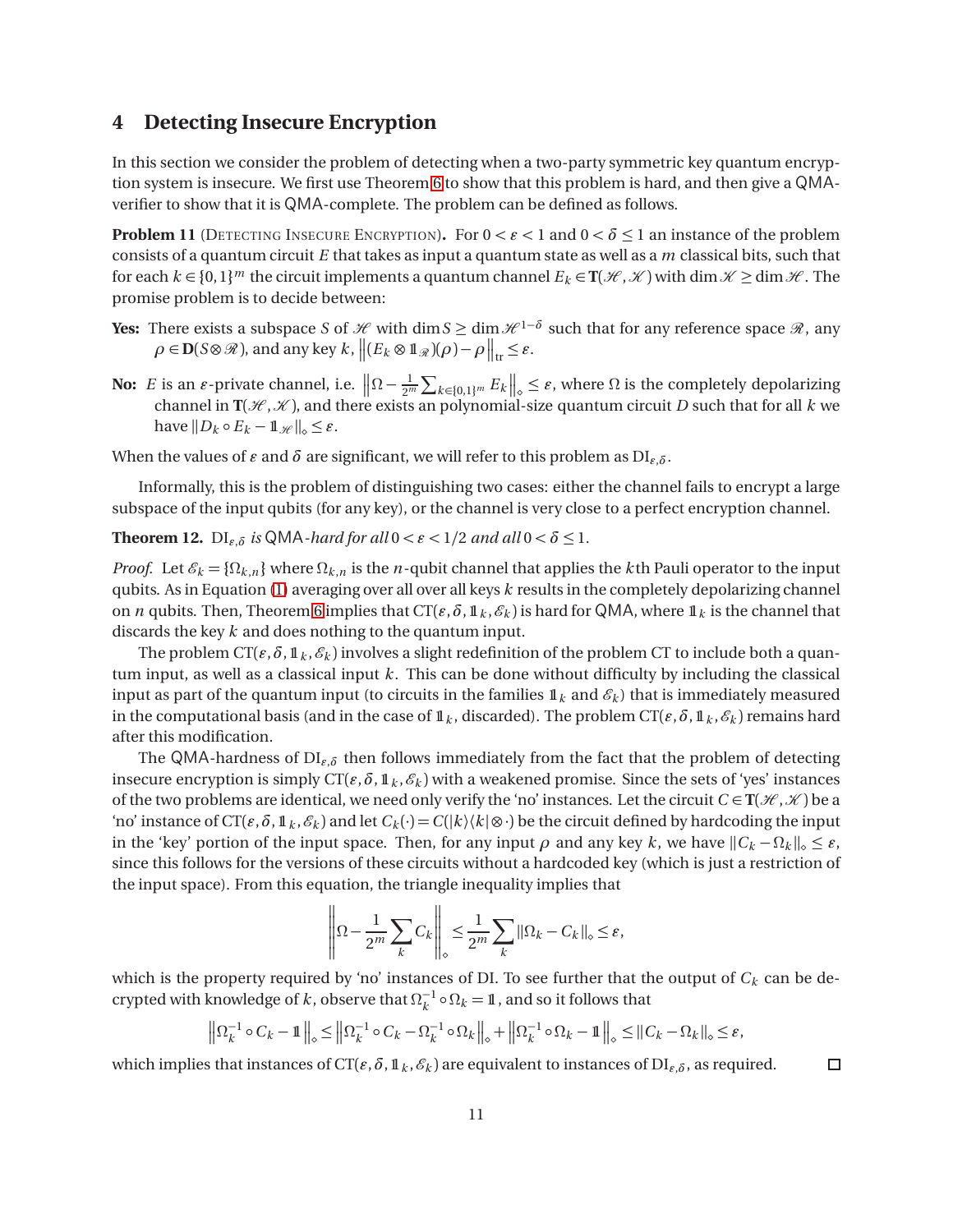## 4 Detecting Insecure Encryption

In this section we consider the problem of detecting when a two-party symmetric key quantum encryption system is insecure. We first use Theorem 6 to show that this problem is hard, and then give a QMA-verifier to show that it is QMA-complete. The problem can be defined as follows.

**Problem 11** (DETECTING INSECURE ENCRYPTION)**.** For $0 < \varepsilon < 1$ and $0 < \delta \leq 1$ an instance of the problem consists of a quantum circuit $E$ that takes as input a quantum state as well as a $m$ classical bits, such that for each $k \in \{0,1\}^m$ the circuit implements a quantum channel $E_k \in \mathbf{T}(\mathscr{H}, \mathscr{K})$ with $\dim \mathscr{K} \geq \dim \mathscr{H}$. The promise problem is to decide between:

**Yes:** There exists a subspace $S$ of $\mathscr{H}$ with $\dim S \geq \dim \mathscr{H}^{1-\delta}$ such that for any reference space $\mathscr{R}$, any $\rho \in \mathbf{D}(S \otimes \mathscr{R})$, and any key $k$, $\left\|(E_k \otimes \mathbb{1}_{\mathscr{R}})(\rho) - \rho\right\|_{\mathrm{tr}} \leq \varepsilon$.

**No:** $E$ is an $\varepsilon$-private channel, i.e. $\left\|\Omega - \frac{1}{2^m}\sum_{k\in\{0,1\}^m} E_k\right\|_{\diamond} \leq \varepsilon$, where $\Omega$ is the completely depolarizing channel in $\mathbf{T}(\mathscr{H}, \mathscr{K})$, and there exists an polynomial-size quantum circuit $D$ such that for all $k$ we have $\|D_k \circ E_k - \mathbb{1}_{\mathscr{H}}\|_{\diamond} \leq \varepsilon$.

When the values of $\varepsilon$ and $\delta$ are significant, we will refer to this problem as $\mathrm{DI}_{\varepsilon,\delta}$.

Informally, this is the problem of distinguishing two cases: either the channel fails to encrypt a large subspace of the input qubits (for any key), or the channel is very close to a perfect encryption channel.

**Theorem 12.** *$\mathrm{DI}_{\varepsilon,\delta}$ is QMA-hard for all $0 < \varepsilon < 1/2$ and all $0 < \delta \leq 1$.*

*Proof.* Let $\mathscr{E}_k = \{\Omega_{k,n}\}$ where $\Omega_{k,n}$ is the $n$-qubit channel that applies the $k$th Pauli operator to the input qubits. As in Equation (1) averaging over all over all keys $k$ results in the completely depolarizing channel on $n$ qubits. Then, Theorem 6 implies that $\mathrm{CT}(\varepsilon, \delta, \mathbb{1}_k, \mathscr{E}_k)$ is hard for QMA, where $\mathbb{1}_k$ is the channel that discards the key $k$ and does nothing to the quantum input.

The problem $\mathrm{CT}(\varepsilon, \delta, \mathbb{1}_k, \mathscr{E}_k)$ involves a slight redefinition of the problem CT to include both a quantum input, as well as a classical input $k$. This can be done without difficulty by including the classical input as part of the quantum input (to circuits in the families $\mathbb{1}_k$ and $\mathscr{E}_k$) that is immediately measured in the computational basis (and in the case of $\mathbb{1}_k$, discarded). The problem $\mathrm{CT}(\varepsilon, \delta, \mathbb{1}_k, \mathscr{E}_k)$ remains hard after this modification.

The QMA-hardness of $\mathrm{DI}_{\varepsilon,\delta}$ then follows immediately from the fact that the problem of detecting insecure encryption is simply $\mathrm{CT}(\varepsilon, \delta, \mathbb{1}_k, \mathscr{E}_k)$ with a weakened promise. Since the sets of 'yes' instances of the two problems are identical, we need only verify the 'no' instances. Let the circuit $C \in \mathbf{T}(\mathscr{H}, \mathscr{K})$ be a 'no' instance of $\mathrm{CT}(\varepsilon, \delta, \mathbb{1}_k, \mathscr{E}_k)$ and let $C_k(\cdot) = C(|k\rangle\langle k| \otimes \cdot)$ be the circuit defined by hardcoding the input in the 'key' portion of the input space. Then, for any input $\rho$ and any key $k$, we have $\|C_k - \Omega_k\|_{\diamond} \leq \varepsilon$, since this follows for the versions of these circuits without a hardcoded key (which is just a restriction of the input space). From this equation, the triangle inequality implies that

$$\left\|\Omega - \frac{1}{2^m}\sum_k C_k\right\|_{\diamond} \leq \frac{1}{2^m}\sum_k \|\Omega_k - C_k\|_{\diamond} \leq \varepsilon,$$

which is the property required by 'no' instances of DI. To see further that the output of $C_k$ can be decrypted with knowledge of $k$, observe that $\Omega_k^{-1} \circ \Omega_k = \mathbb{1}$, and so it follows that

$$\left\|\Omega_k^{-1} \circ C_k - \mathbb{1}\right\|_{\diamond} \leq \left\|\Omega_k^{-1} \circ C_k - \Omega_k^{-1} \circ \Omega_k\right\|_{\diamond} + \left\|\Omega_k^{-1} \circ \Omega_k - \mathbb{1}\right\|_{\diamond} \leq \|C_k - \Omega_k\|_{\diamond} \leq \varepsilon,$$

which implies that instances of $\mathrm{CT}(\varepsilon, \delta, \mathbb{1}_k, \mathscr{E}_k)$ are equivalent to instances of $\mathrm{DI}_{\varepsilon,\delta}$, as required. $\square$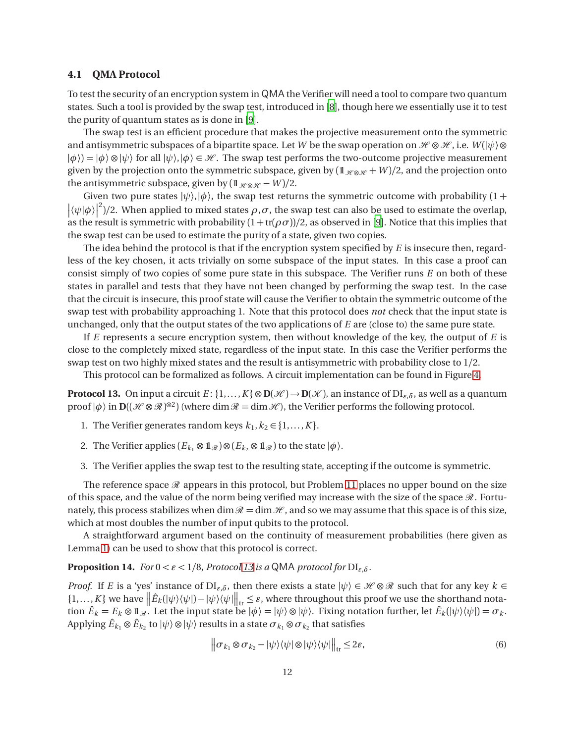### 4.1 QMA Protocol

To test the security of an encryption system in QMA the Verifier will need a tool to compare two quantum states. Such a tool is provided by the swap test, introduced in [8], though here we essentially use it to test the purity of quantum states as is done in [9].

The swap test is an efficient procedure that makes the projective measurement onto the symmetric and antisymmetric subspaces of a bipartite space. Let $W$ be the swap operation on $\mathscr{H} \otimes \mathscr{H}$, i.e. $W(|\psi\rangle \otimes |\phi\rangle) = |\phi\rangle \otimes |\psi\rangle$ for all $|\psi\rangle, |\phi\rangle \in \mathscr{H}$. The swap test performs the two-outcome projective measurement given by the projection onto the symmetric subspace, given by $(\mathbb{1}_{\mathscr{H}\otimes\mathscr{H}} + W)/2$, and the projection onto the antisymmetric subspace, given by $(\mathbb{1}_{\mathscr{H}\otimes\mathscr{H}} - W)/2$.

Given two pure states $|\psi\rangle, |\phi\rangle$, the swap test returns the symmetric outcome with probability $(1 + |\langle\psi|\phi\rangle|^2)/2$. When applied to mixed states $\rho, \sigma$, the swap test can also be used to estimate the overlap, as the result is symmetric with probability $(1 + \mathrm{tr}(\rho\sigma))/2$, as observed in [9]. Notice that this implies that the swap test can be used to estimate the purity of a state, given two copies.

The idea behind the protocol is that if the encryption system specified by $E$ is insecure then, regardless of the key chosen, it acts trivially on some subspace of the input states. In this case a proof can consist simply of two copies of some pure state in this subspace. The Verifier runs $E$ on both of these states in parallel and tests that they have not been changed by performing the swap test. In the case that the circuit is insecure, this proof state will cause the Verifier to obtain the symmetric outcome of the swap test with probability approaching 1. Note that this protocol does *not* check that the input state is unchanged, only that the output states of the two applications of $E$ are (close to) the same pure state.

If $E$ represents a secure encryption system, then without knowledge of the key, the output of $E$ is close to the completely mixed state, regardless of the input state. In this case the Verifier performs the swap test on two highly mixed states and the result is antisymmetric with probability close to 1/2.

This protocol can be formalized as follows. A circuit implementation can be found in Figure 4.

**Protocol 13.** On input a circuit $E\colon \{1,\ldots,K\} \otimes \mathbf{D}(\mathscr{H}) \to \mathbf{D}(\mathscr{K})$, an instance of $\mathrm{DI}_{\varepsilon,\delta}$, as well as a quantum proof $|\phi\rangle$ in $\mathbf{D}((\mathscr{H} \otimes \mathscr{R})^{\otimes 2})$ (where $\dim \mathscr{R} = \dim \mathscr{H}$), the Verifier performs the following protocol.

1. The Verifier generates random keys $k_1, k_2 \in \{1,\ldots,K\}$.
2. The Verifier applies $(E_{k_1} \otimes \mathbb{1}_{\mathscr{R}}) \otimes (E_{k_2} \otimes \mathbb{1}_{\mathscr{R}})$ to the state $|\phi\rangle$.
3. The Verifier applies the swap test to the resulting state, accepting if the outcome is symmetric.

The reference space $\mathscr{R}$ appears in this protocol, but Problem 11 places no upper bound on the size of this space, and the value of the norm being verified may increase with the size of the space $\mathscr{R}$. Fortunately, this process stabilizes when $\dim \mathscr{R} = \dim \mathscr{H}$, and so we may assume that this space is of this size, which at most doubles the number of input qubits to the protocol.

A straightforward argument based on the continuity of measurement probabilities (here given as Lemma 1) can be used to show that this protocol is correct.

**Proposition 14.** *For $0 < \varepsilon < 1/8$, Protocol 13 is a* QMA *protocol for* $\mathrm{DI}_{\varepsilon,\delta}$.

*Proof.* If $E$ is a 'yes' instance of $\mathrm{DI}_{\varepsilon,\delta}$, then there exists a state $|\psi\rangle \in \mathscr{H} \otimes \mathscr{R}$ such that for any key $k \in \{1,\ldots,K\}$ we have $\left\| \hat{E}_k(|\psi\rangle\langle\psi|) - |\psi\rangle\langle\psi| \right\|_{\mathrm{tr}} \leq \varepsilon$, where throughout this proof we use the shorthand notation $\hat{E}_k = E_k \otimes \mathbb{1}_{\mathscr{R}}$. Let the input state be $|\phi\rangle = |\psi\rangle \otimes |\psi\rangle$. Fixing notation further, let $\hat{E}_k(|\psi\rangle\langle\psi|) = \sigma_k$. Applying $\hat{E}_{k_1} \otimes \hat{E}_{k_2}$ to $|\psi\rangle \otimes |\psi\rangle$ results in a state $\sigma_{k_1} \otimes \sigma_{k_2}$ that satisfies

$$\left\| \sigma_{k_1} \otimes \sigma_{k_2} - |\psi\rangle\langle\psi| \otimes |\psi\rangle\langle\psi| \right\|_{\mathrm{tr}} \leq 2\varepsilon, \tag{6}$$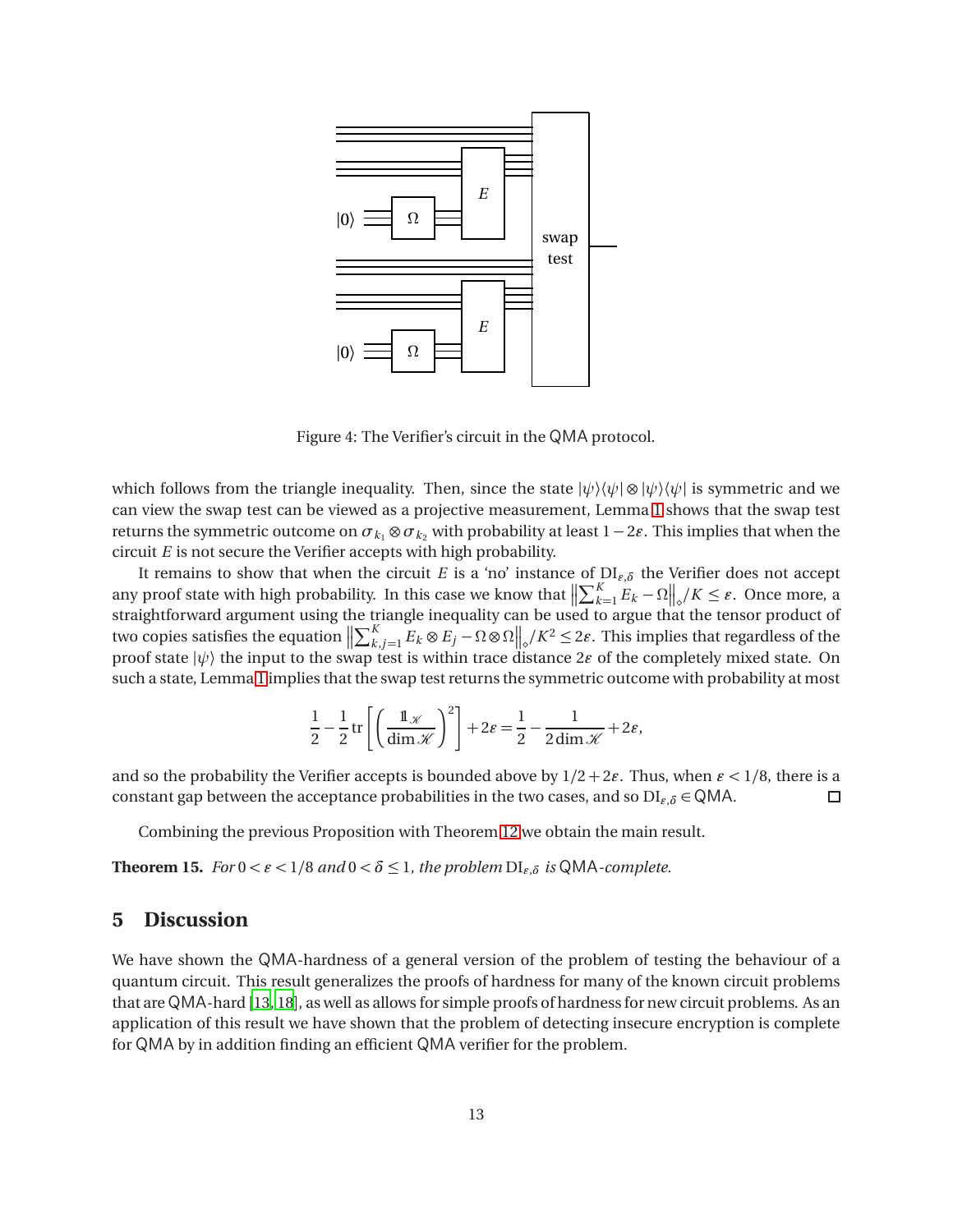Figure 4: The Verifier's circuit in the QMA protocol.

which follows from the triangle inequality. Then, since the state $|\psi\rangle\langle\psi| \otimes |\psi\rangle\langle\psi|$ is symmetric and we can view the swap test can be viewed as a projective measurement, Lemma 1 shows that the swap test returns the symmetric outcome on $\sigma_{k_1} \otimes \sigma_{k_2}$ with probability at least $1 - 2\varepsilon$. This implies that when the circuit $E$ is not secure the Verifier accepts with high probability.

It remains to show that when the circuit $E$ is a 'no' instance of $\mathrm{DI}_{\varepsilon,\delta}$ the Verifier does not accept any proof state with high probability. In this case we know that $\left\|\sum_{k=1}^{K} E_k - \Omega\right\|_\diamond / K \leq \varepsilon$. Once more, a straightforward argument using the triangle inequality can be used to argue that the tensor product of two copies satisfies the equation $\left\|\sum_{k,j=1}^{K} E_k \otimes E_j - \Omega \otimes \Omega\right\|_\diamond / K^2 \leq 2\varepsilon$. This implies that regardless of the proof state $|\psi\rangle$ the input to the swap test is within trace distance $2\varepsilon$ of the completely mixed state. On such a state, Lemma 1 implies that the swap test returns the symmetric outcome with probability at most

$$\frac{1}{2} - \frac{1}{2}\,\mathrm{tr}\left[\left(\frac{\mathbb{1}_{\mathscr{K}}}{\dim \mathscr{K}}\right)^2\right] + 2\varepsilon = \frac{1}{2} - \frac{1}{2\dim \mathscr{K}} + 2\varepsilon,$$

and so the probability the Verifier accepts is bounded above by $1/2 + 2\varepsilon$. Thus, when $\varepsilon < 1/8$, there is a constant gap between the acceptance probabilities in the two cases, and so $\mathrm{DI}_{\varepsilon,\delta} \in \mathsf{QMA}$. □

Combining the previous Proposition with Theorem 12 we obtain the main result.

**Theorem 15.** *For $0 < \varepsilon < 1/8$ and $0 < \delta \leq 1$, the problem $\mathrm{DI}_{\varepsilon,\delta}$ is $\mathsf{QMA}$-complete.*

## 5 Discussion

We have shown the QMA-hardness of a general version of the problem of testing the behaviour of a quantum circuit. This result generalizes the proofs of hardness for many of the known circuit problems that are QMA-hard [13, 18], as well as allows for simple proofs of hardness for new circuit problems. As an application of this result we have shown that the problem of detecting insecure encryption is complete for QMA by in addition finding an efficient QMA verifier for the problem.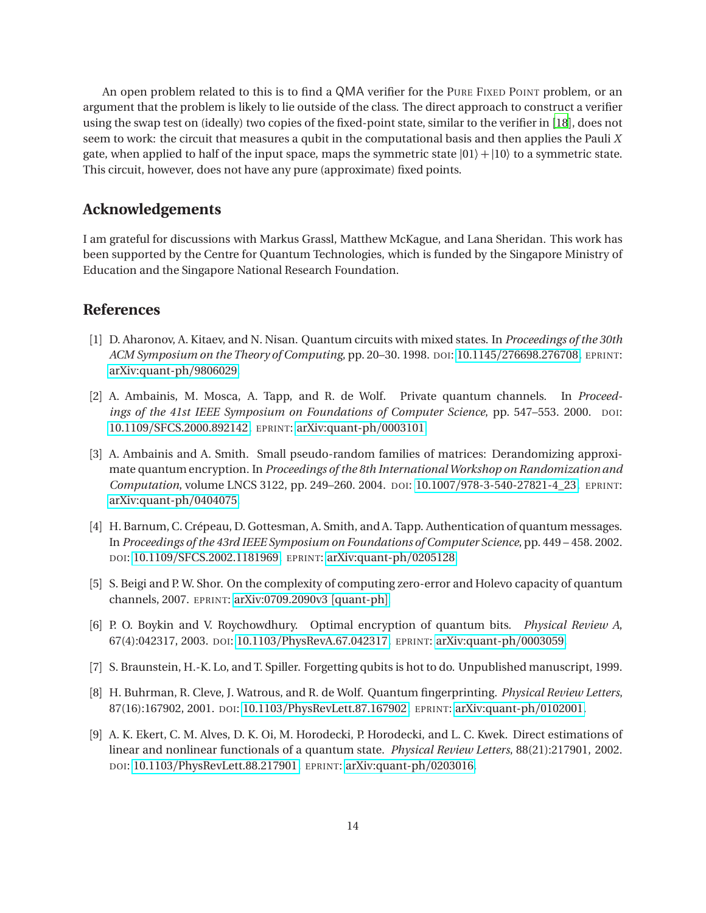An open problem related to this is to find a QMA verifier for the Pure Fixed Point problem, or an argument that the problem is likely to lie outside of the class. The direct approach to construct a verifier using the swap test on (ideally) two copies of the fixed-point state, similar to the verifier in [18], does not seem to work: the circuit that measures a qubit in the computational basis and then applies the Pauli $X$ gate, when applied to half of the input space, maps the symmetric state $|01\rangle + |10\rangle$ to a symmetric state. This circuit, however, does not have any pure (approximate) fixed points.

## Acknowledgements

I am grateful for discussions with Markus Grassl, Matthew McKague, and Lana Sheridan. This work has been supported by the Centre for Quantum Technologies, which is funded by the Singapore Ministry of Education and the Singapore National Research Foundation.

## References

[1] D. Aharonov, A. Kitaev, and N. Nisan. Quantum circuits with mixed states. In *Proceedings of the 30th ACM Symposium on the Theory of Computing*, pp. 20–30. 1998. DOI: 10.1145/276698.276708. EPRINT: arXiv:quant-ph/9806029.

[2] A. Ambainis, M. Mosca, A. Tapp, and R. de Wolf. Private quantum channels. In *Proceedings of the 41st IEEE Symposium on Foundations of Computer Science*, pp. 547–553. 2000. DOI: 10.1109/SFCS.2000.892142. EPRINT: arXiv:quant-ph/0003101.

[3] A. Ambainis and A. Smith. Small pseudo-random families of matrices: Derandomizing approximate quantum encryption. In *Proceedings of the 8th International Workshop on Randomization and Computation*, volume LNCS 3122, pp. 249–260. 2004. DOI: 10.1007/978-3-540-27821-4_23. EPRINT: arXiv:quant-ph/0404075.

[4] H. Barnum, C. Crépeau, D. Gottesman, A. Smith, and A. Tapp. Authentication of quantum messages. In *Proceedings of the 43rd IEEE Symposium on Foundations of Computer Science*, pp. 449 – 458. 2002. DOI: 10.1109/SFCS.2002.1181969. EPRINT: arXiv:quant-ph/0205128.

[5] S. Beigi and P. W. Shor. On the complexity of computing zero-error and Holevo capacity of quantum channels, 2007. EPRINT: arXiv:0709.2090v3 [quant-ph].

[6] P. O. Boykin and V. Roychowdhury. Optimal encryption of quantum bits. *Physical Review A*, 67(4):042317, 2003. DOI: 10.1103/PhysRevA.67.042317. EPRINT: arXiv:quant-ph/0003059.

[7] S. Braunstein, H.-K. Lo, and T. Spiller. Forgetting qubits is hot to do. Unpublished manuscript, 1999.

[8] H. Buhrman, R. Cleve, J. Watrous, and R. de Wolf. Quantum fingerprinting. *Physical Review Letters*, 87(16):167902, 2001. DOI: 10.1103/PhysRevLett.87.167902. EPRINT: arXiv:quant-ph/0102001.

[9] A. K. Ekert, C. M. Alves, D. K. Oi, M. Horodecki, P. Horodecki, and L. C. Kwek. Direct estimations of linear and nonlinear functionals of a quantum state. *Physical Review Letters*, 88(21):217901, 2002. DOI: 10.1103/PhysRevLett.88.217901. EPRINT: arXiv:quant-ph/0203016.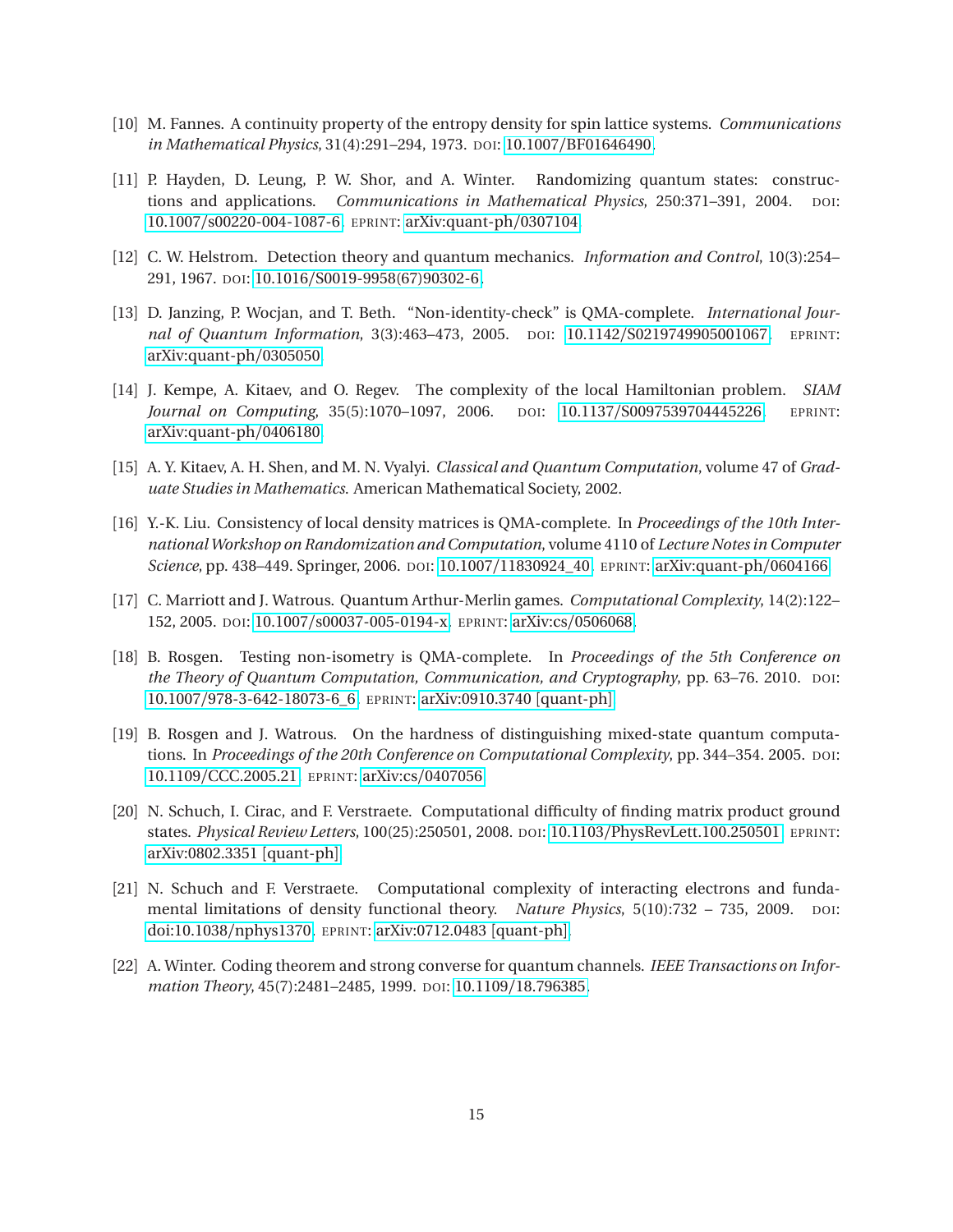[10] M. Fannes. A continuity property of the entropy density for spin lattice systems. *Communications in Mathematical Physics*, 31(4):291–294, 1973. DOI: 10.1007/BF01646490.

[11] P. Hayden, D. Leung, P. W. Shor, and A. Winter. Randomizing quantum states: constructions and applications. *Communications in Mathematical Physics*, 250:371–391, 2004. DOI: 10.1007/s00220-004-1087-6. EPRINT: arXiv:quant-ph/0307104.

[12] C. W. Helstrom. Detection theory and quantum mechanics. *Information and Control*, 10(3):254–291, 1967. DOI: 10.1016/S0019-9958(67)90302-6.

[13] D. Janzing, P. Wocjan, and T. Beth. "Non-identity-check" is QMA-complete. *International Journal of Quantum Information*, 3(3):463–473, 2005. DOI: 10.1142/S0219749905001067. EPRINT: arXiv:quant-ph/0305050.

[14] J. Kempe, A. Kitaev, and O. Regev. The complexity of the local Hamiltonian problem. *SIAM Journal on Computing*, 35(5):1070–1097, 2006. DOI: 10.1137/S0097539704445226. EPRINT: arXiv:quant-ph/0406180.

[15] A. Y. Kitaev, A. H. Shen, and M. N. Vyalyi. *Classical and Quantum Computation*, volume 47 of *Graduate Studies in Mathematics*. American Mathematical Society, 2002.

[16] Y.-K. Liu. Consistency of local density matrices is QMA-complete. In *Proceedings of the 10th International Workshop on Randomization and Computation*, volume 4110 of *Lecture Notes in Computer Science*, pp. 438–449. Springer, 2006. DOI: 10.1007/11830924_40. EPRINT: arXiv:quant-ph/0604166.

[17] C. Marriott and J. Watrous. Quantum Arthur-Merlin games. *Computational Complexity*, 14(2):122–152, 2005. DOI: 10.1007/s00037-005-0194-x. EPRINT: arXiv:cs/0506068.

[18] B. Rosgen. Testing non-isometry is QMA-complete. In *Proceedings of the 5th Conference on the Theory of Quantum Computation, Communication, and Cryptography*, pp. 63–76. 2010. DOI: 10.1007/978-3-642-18073-6_6. EPRINT: arXiv:0910.3740 [quant-ph].

[19] B. Rosgen and J. Watrous. On the hardness of distinguishing mixed-state quantum computations. In *Proceedings of the 20th Conference on Computational Complexity*, pp. 344–354. 2005. DOI: 10.1109/CCC.2005.21. EPRINT: arXiv:cs/0407056.

[20] N. Schuch, I. Cirac, and F. Verstraete. Computational difficulty of finding matrix product ground states. *Physical Review Letters*, 100(25):250501, 2008. DOI: 10.1103/PhysRevLett.100.250501. EPRINT: arXiv:0802.3351 [quant-ph].

[21] N. Schuch and F. Verstraete. Computational complexity of interacting electrons and fundamental limitations of density functional theory. *Nature Physics*, 5(10):732 – 735, 2009. DOI: doi:10.1038/nphys1370. EPRINT: arXiv:0712.0483 [quant-ph].

[22] A. Winter. Coding theorem and strong converse for quantum channels. *IEEE Transactions on Information Theory*, 45(7):2481–2485, 1999. DOI: 10.1109/18.796385.